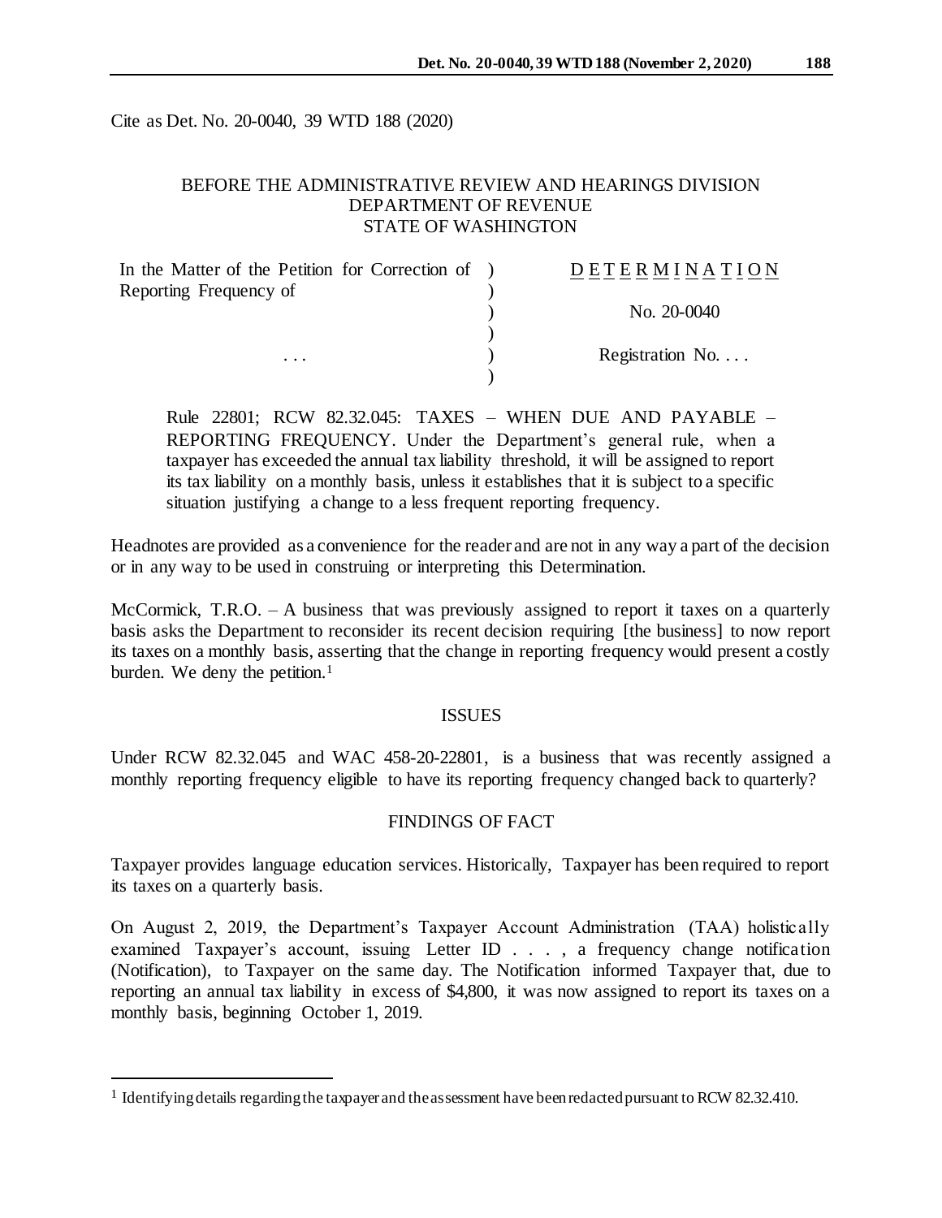Cite as Det. No. 20-0040, 39 WTD 188 (2020)

BEFORE THE ADMINISTRATIVE REVIEW AND HEARINGS DIVISION
DEPARTMENT OF REVENUE
STATE OF WASHINGTON

| | | |
|---|---|---|
| In the Matter of the Petition for Correction of Reporting Frequency of | ) | D E T E R M I N A T I O N |
| | ) | No. 20-0040 |
| . . . | ) | Registration No. . . . |

Rule 22801; RCW 82.32.045: TAXES – WHEN DUE AND PAYABLE – REPORTING FREQUENCY. Under the Department's general rule, when a taxpayer has exceeded the annual tax liability threshold, it will be assigned to report its tax liability on a monthly basis, unless it establishes that it is subject to a specific situation justifying a change to a less frequent reporting frequency.

Headnotes are provided as a convenience for the reader and are not in any way a part of the decision or in any way to be used in construing or interpreting this Determination.

McCormick, T.R.O. – A business that was previously assigned to report it taxes on a quarterly basis asks the Department to reconsider its recent decision requiring [the business] to now report its taxes on a monthly basis, asserting that the change in reporting frequency would present a costly burden. We deny the petition.[1]

## ISSUES

Under RCW 82.32.045 and WAC 458-20-22801, is a business that was recently assigned a monthly reporting frequency eligible to have its reporting frequency changed back to quarterly?

## FINDINGS OF FACT

Taxpayer provides language education services. Historically, Taxpayer has been required to report its taxes on a quarterly basis.

On August 2, 2019, the Department's Taxpayer Account Administration (TAA) holistically examined Taxpayer's account, issuing Letter ID . . . , a frequency change notification (Notification), to Taxpayer on the same day. The Notification informed Taxpayer that, due to reporting an annual tax liability in excess of $4,800, it was now assigned to report its taxes on a monthly basis, beginning October 1, 2019.

[1] Identifying details regarding the taxpayer and the assessment have been redacted pursuant to RCW 82.32.410.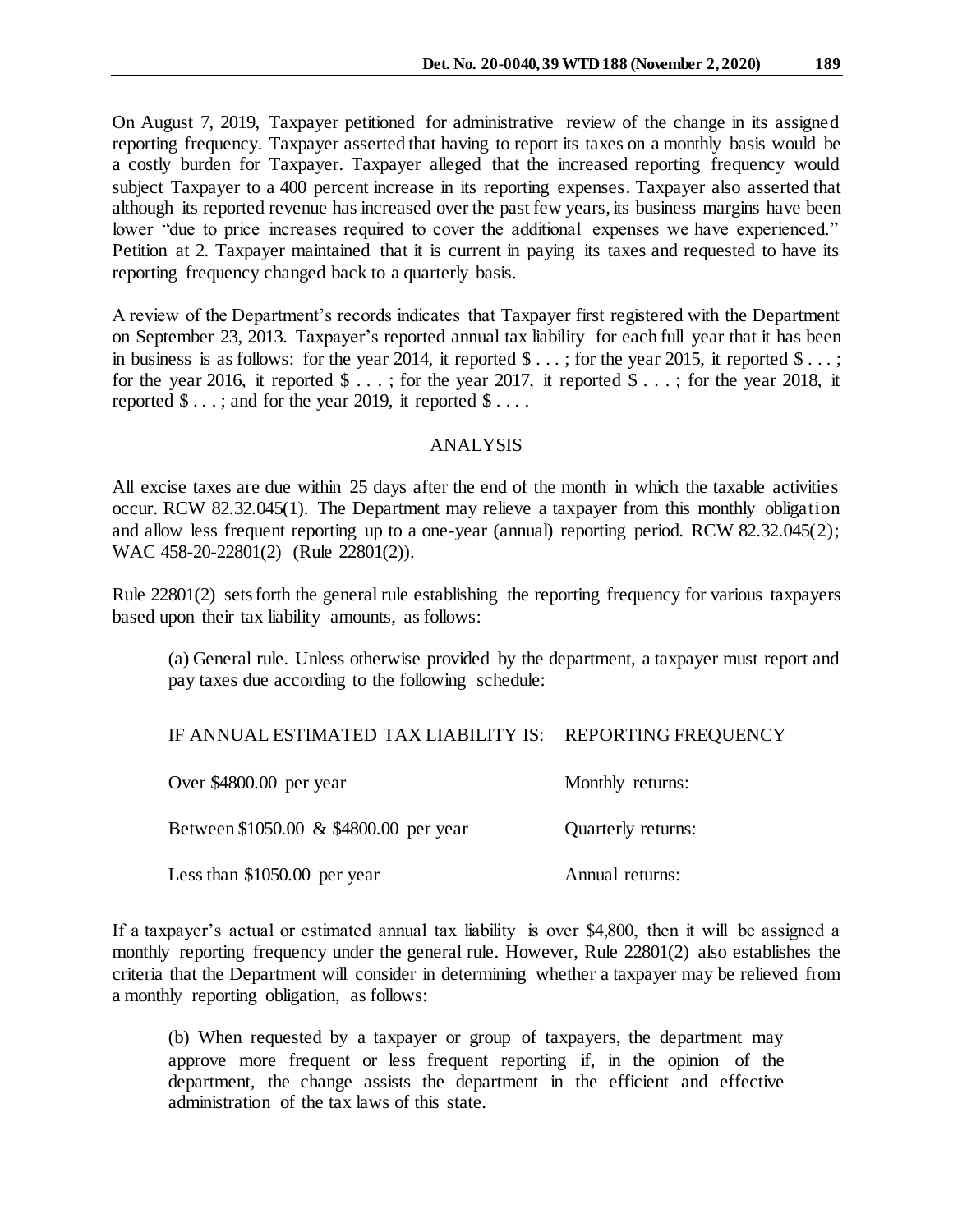On August 7, 2019, Taxpayer petitioned for administrative review of the change in its assigned reporting frequency. Taxpayer asserted that having to report its taxes on a monthly basis would be a costly burden for Taxpayer. Taxpayer alleged that the increased reporting frequency would subject Taxpayer to a 400 percent increase in its reporting expenses. Taxpayer also asserted that although its reported revenue has increased over the past few years, its business margins have been lower "due to price increases required to cover the additional expenses we have experienced." Petition at 2. Taxpayer maintained that it is current in paying its taxes and requested to have its reporting frequency changed back to a quarterly basis.

A review of the Department's records indicates that Taxpayer first registered with the Department on September 23, 2013. Taxpayer's reported annual tax liability for each full year that it has been in business is as follows: for the year 2014, it reported $ . . . ; for the year 2015, it reported $ . . . ; for the year 2016, it reported $ . . . ; for the year 2017, it reported $ . . . ; for the year 2018, it reported $ . . . ; and for the year 2019, it reported $ . . . .

## ANALYSIS

All excise taxes are due within 25 days after the end of the month in which the taxable activities occur. RCW 82.32.045(1). The Department may relieve a taxpayer from this monthly obligation and allow less frequent reporting up to a one-year (annual) reporting period. RCW 82.32.045(2); WAC 458-20-22801(2) (Rule 22801(2)).

Rule 22801(2) sets forth the general rule establishing the reporting frequency for various taxpayers based upon their tax liability amounts, as follows:

> (a) General rule. Unless otherwise provided by the department, a taxpayer must report and pay taxes due according to the following schedule:
>
> | IF ANNUAL ESTIMATED TAX LIABILITY IS: | REPORTING FREQUENCY |
> |---|---|
> | Over $4800.00 per year | Monthly returns: |
> | Between $1050.00 & $4800.00 per year | Quarterly returns: |
> | Less than $1050.00 per year | Annual returns: |

If a taxpayer's actual or estimated annual tax liability is over $4,800, then it will be assigned a monthly reporting frequency under the general rule. However, Rule 22801(2) also establishes the criteria that the Department will consider in determining whether a taxpayer may be relieved from a monthly reporting obligation, as follows:

> (b) When requested by a taxpayer or group of taxpayers, the department may approve more frequent or less frequent reporting if, in the opinion of the department, the change assists the department in the efficient and effective administration of the tax laws of this state.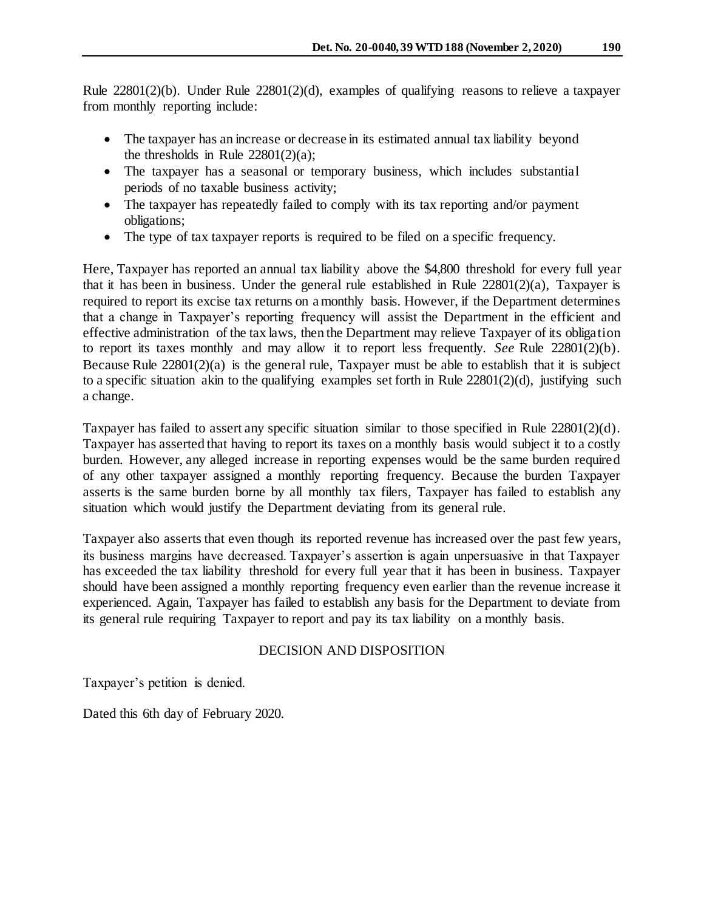Rule 22801(2)(b). Under Rule 22801(2)(d), examples of qualifying reasons to relieve a taxpayer from monthly reporting include:

- The taxpayer has an increase or decrease in its estimated annual tax liability beyond the thresholds in Rule 22801(2)(a);
- The taxpayer has a seasonal or temporary business, which includes substantial periods of no taxable business activity;
- The taxpayer has repeatedly failed to comply with its tax reporting and/or payment obligations;
- The type of tax taxpayer reports is required to be filed on a specific frequency.

Here, Taxpayer has reported an annual tax liability above the $4,800 threshold for every full year that it has been in business. Under the general rule established in Rule 22801(2)(a), Taxpayer is required to report its excise tax returns on a monthly basis. However, if the Department determines that a change in Taxpayer's reporting frequency will assist the Department in the efficient and effective administration of the tax laws, then the Department may relieve Taxpayer of its obligation to report its taxes monthly and may allow it to report less frequently. *See* Rule 22801(2)(b). Because Rule 22801(2)(a) is the general rule, Taxpayer must be able to establish that it is subject to a specific situation akin to the qualifying examples set forth in Rule 22801(2)(d), justifying such a change.

Taxpayer has failed to assert any specific situation similar to those specified in Rule 22801(2)(d). Taxpayer has asserted that having to report its taxes on a monthly basis would subject it to a costly burden. However, any alleged increase in reporting expenses would be the same burden required of any other taxpayer assigned a monthly reporting frequency. Because the burden Taxpayer asserts is the same burden borne by all monthly tax filers, Taxpayer has failed to establish any situation which would justify the Department deviating from its general rule.

Taxpayer also asserts that even though its reported revenue has increased over the past few years, its business margins have decreased. Taxpayer's assertion is again unpersuasive in that Taxpayer has exceeded the tax liability threshold for every full year that it has been in business. Taxpayer should have been assigned a monthly reporting frequency even earlier than the revenue increase it experienced. Again, Taxpayer has failed to establish any basis for the Department to deviate from its general rule requiring Taxpayer to report and pay its tax liability on a monthly basis.

## DECISION AND DISPOSITION

Taxpayer's petition is denied.

Dated this 6th day of February 2020.